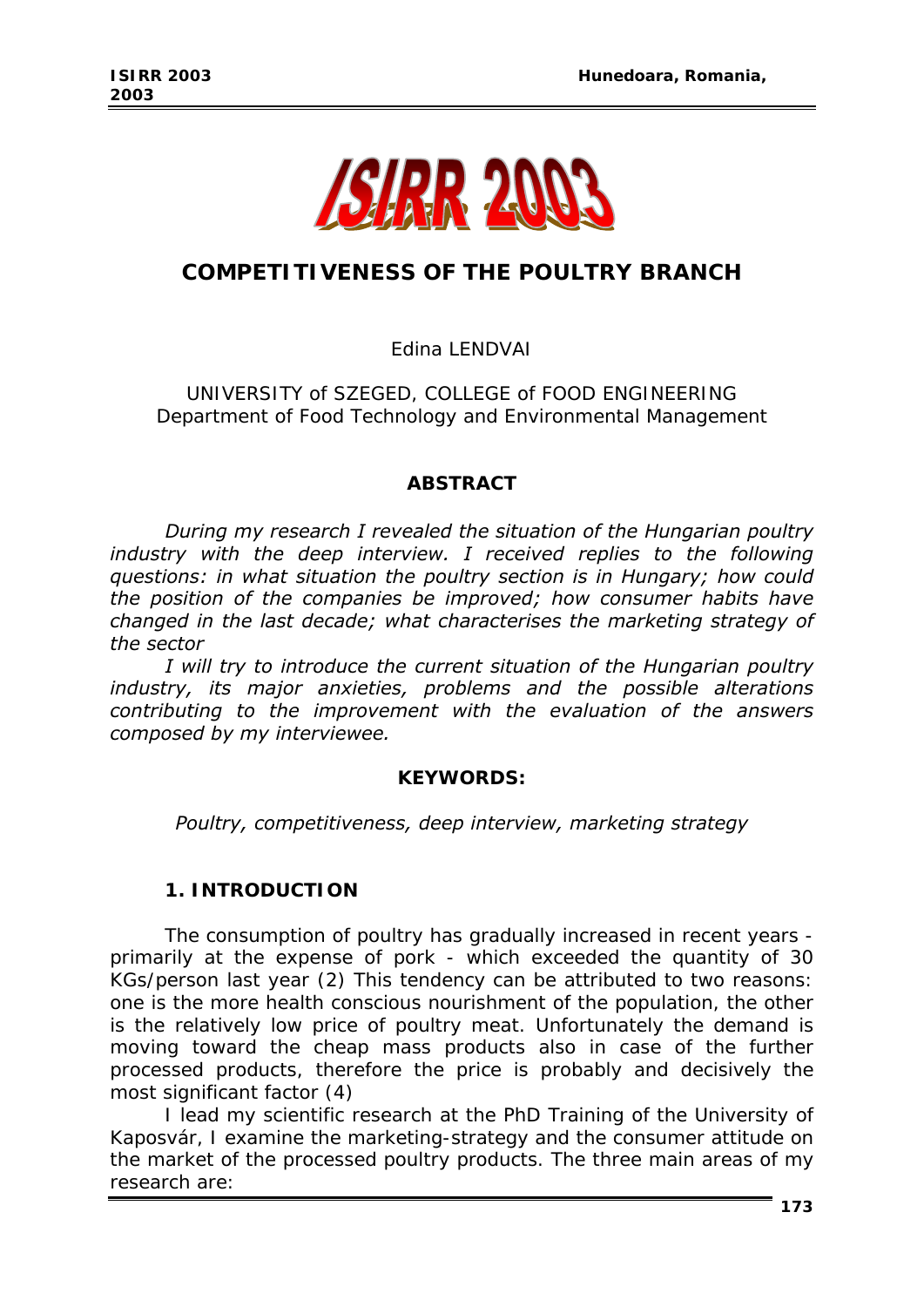# COMPETITIVENESS OF THE POULTRY BRANCH

Edina LENDVAI

UNIVERSITY of SZEGED, COLLEGE of FOOD ENGINEERING
Department of Food Technology and Environmental Management

## ABSTRACT

*During my research I revealed the situation of the Hungarian poultry industry with the deep interview. I received replies to the following questions: in what situation the poultry section is in Hungary; how could the position of the companies be improved; how consumer habits have changed in the last decade; what characterises the marketing strategy of the sector*

*I will try to introduce the current situation of the Hungarian poultry industry, its major anxieties, problems and the possible alterations contributing to the improvement with the evaluation of the answers composed by my interviewee.*

**KEYWORDS:**

*Poultry, competitiveness, deep interview, marketing strategy*

## 1. INTRODUCTION

The consumption of poultry has gradually increased in recent years - primarily at the expense of pork - which exceeded the quantity of 30 KGs/person last year (2) This tendency can be attributed to two reasons: one is the more health conscious nourishment of the population, the other is the relatively low price of poultry meat. Unfortunately the demand is moving toward the cheap mass products also in case of the further processed products, therefore the price is probably and decisively the most significant factor (4)

I lead my scientific research at the PhD Training of the University of Kaposvár, I examine the marketing-strategy and the consumer attitude on the market of the processed poultry products. The three main areas of my research are: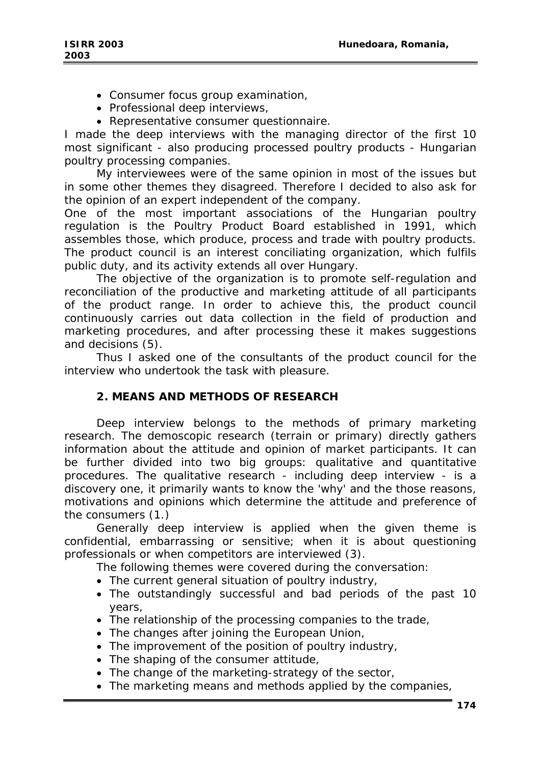- Consumer focus group examination,
- Professional deep interviews,
- Representative consumer questionnaire.

I made the deep interviews with the managing director of the first 10 most significant - also producing processed poultry products - Hungarian poultry processing companies.

My interviewees were of the same opinion in most of the issues but in some other themes they disagreed. Therefore I decided to also ask for the opinion of an expert independent of the company.

One of the most important associations of the Hungarian poultry regulation is the Poultry Product Board established in 1991, which assembles those, which produce, process and trade with poultry products. The product council is an interest conciliating organization, which fulfils public duty, and its activity extends all over Hungary.

The objective of the organization is to promote self-regulation and reconciliation of the productive and marketing attitude of all participants of the product range. In order to achieve this, the product council continuously carries out data collection in the field of production and marketing procedures, and after processing these it makes suggestions and decisions (5).

Thus I asked one of the consultants of the product council for the interview who undertook the task with pleasure.

## 2. MEANS AND METHODS OF RESEARCH

Deep interview belongs to the methods of primary marketing research. The demoscopic research (terrain or primary) directly gathers information about the attitude and opinion of market participants. It can be further divided into two big groups: qualitative and quantitative procedures. The qualitative research - including deep interview - is a discovery one, it primarily wants to know the 'why' and the those reasons, motivations and opinions which determine the attitude and preference of the consumers (1.)

Generally deep interview is applied when the given theme is confidential, embarrassing or sensitive; when it is about questioning professionals or when competitors are interviewed (3).

The following themes were covered during the conversation:

- The current general situation of poultry industry,
- The outstandingly successful and bad periods of the past 10 years,
- The relationship of the processing companies to the trade,
- The changes after joining the European Union,
- The improvement of the position of poultry industry,
- The shaping of the consumer attitude,
- The change of the marketing-strategy of the sector,
- The marketing means and methods applied by the companies,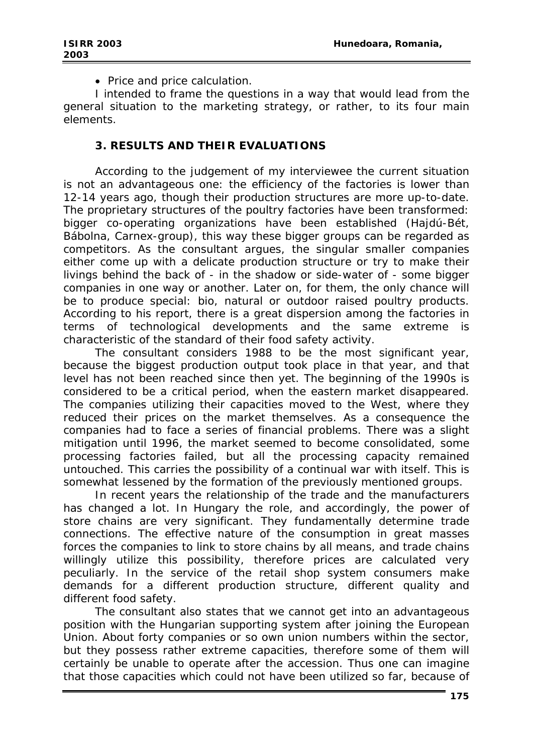- Price and price calculation.

I intended to frame the questions in a way that would lead from the general situation to the marketing strategy, or rather, to its four main elements.

## 3. RESULTS AND THEIR EVALUATIONS

According to the judgement of my interviewee the current situation is not an advantageous one: the efficiency of the factories is lower than 12-14 years ago, though their production structures are more up-to-date. The proprietary structures of the poultry factories have been transformed: bigger co-operating organizations have been established (Hajdú-Bét, Bábolna, Carnex-group), this way these bigger groups can be regarded as competitors. As the consultant argues, the singular smaller companies either come up with a delicate production structure or try to make their livings behind the back of - in the shadow or side-water of - some bigger companies in one way or another. Later on, for them, the only chance will be to produce special: bio, natural or outdoor raised poultry products. According to his report, there is a great dispersion among the factories in terms of technological developments and the same extreme is characteristic of the standard of their food safety activity.

The consultant considers 1988 to be the most significant year, because the biggest production output took place in that year, and that level has not been reached since then yet. The beginning of the 1990s is considered to be a critical period, when the eastern market disappeared. The companies utilizing their capacities moved to the West, where they reduced their prices on the market themselves. As a consequence the companies had to face a series of financial problems. There was a slight mitigation until 1996, the market seemed to become consolidated, some processing factories failed, but all the processing capacity remained untouched. This carries the possibility of a continual war with itself. This is somewhat lessened by the formation of the previously mentioned groups.

In recent years the relationship of the trade and the manufacturers has changed a lot. In Hungary the role, and accordingly, the power of store chains are very significant. They fundamentally determine trade connections. The effective nature of the consumption in great masses forces the companies to link to store chains by all means, and trade chains willingly utilize this possibility, therefore prices are calculated very peculiarly. In the service of the retail shop system consumers make demands for a different production structure, different quality and different food safety.

The consultant also states that we cannot get into an advantageous position with the Hungarian supporting system after joining the European Union. About forty companies or so own union numbers within the sector, but they possess rather extreme capacities, therefore some of them will certainly be unable to operate after the accession. Thus one can imagine that those capacities which could not have been utilized so far, because of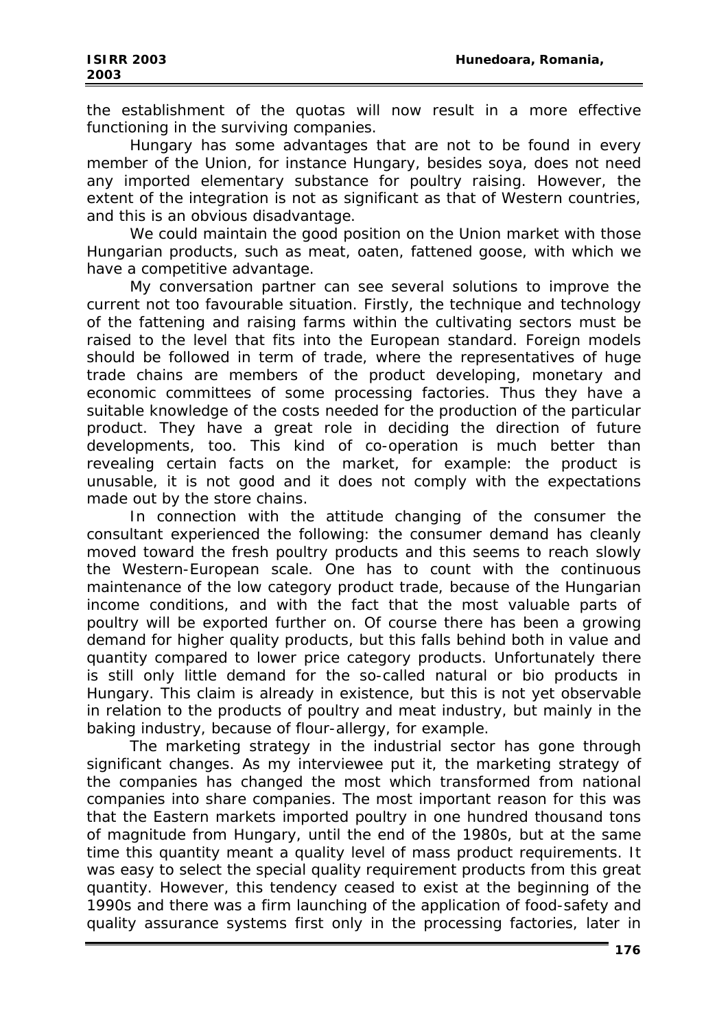the establishment of the quotas will now result in a more effective functioning in the surviving companies.

Hungary has some advantages that are not to be found in every member of the Union, for instance Hungary, besides soya, does not need any imported elementary substance for poultry raising. However, the extent of the integration is not as significant as that of Western countries, and this is an obvious disadvantage.

We could maintain the good position on the Union market with those Hungarian products, such as meat, oaten, fattened goose, with which we have a competitive advantage.

My conversation partner can see several solutions to improve the current not too favourable situation. Firstly, the technique and technology of the fattening and raising farms within the cultivating sectors must be raised to the level that fits into the European standard. Foreign models should be followed in term of trade, where the representatives of huge trade chains are members of the product developing, monetary and economic committees of some processing factories. Thus they have a suitable knowledge of the costs needed for the production of the particular product. They have a great role in deciding the direction of future developments, too. This kind of co-operation is much better than revealing certain facts on the market, for example: the product is unusable, it is not good and it does not comply with the expectations made out by the store chains.

In connection with the attitude changing of the consumer the consultant experienced the following: the consumer demand has cleanly moved toward the fresh poultry products and this seems to reach slowly the Western-European scale. One has to count with the continuous maintenance of the low category product trade, because of the Hungarian income conditions, and with the fact that the most valuable parts of poultry will be exported further on. Of course there has been a growing demand for higher quality products, but this falls behind both in value and quantity compared to lower price category products. Unfortunately there is still only little demand for the so-called natural or bio products in Hungary. This claim is already in existence, but this is not yet observable in relation to the products of poultry and meat industry, but mainly in the baking industry, because of flour-allergy, for example.

The marketing strategy in the industrial sector has gone through significant changes. As my interviewee put it, the marketing strategy of the companies has changed the most which transformed from national companies into share companies. The most important reason for this was that the Eastern markets imported poultry in one hundred thousand tons of magnitude from Hungary, until the end of the 1980s, but at the same time this quantity meant a quality level of mass product requirements. It was easy to select the special quality requirement products from this great quantity. However, this tendency ceased to exist at the beginning of the 1990s and there was a firm launching of the application of food-safety and quality assurance systems first only in the processing factories, later in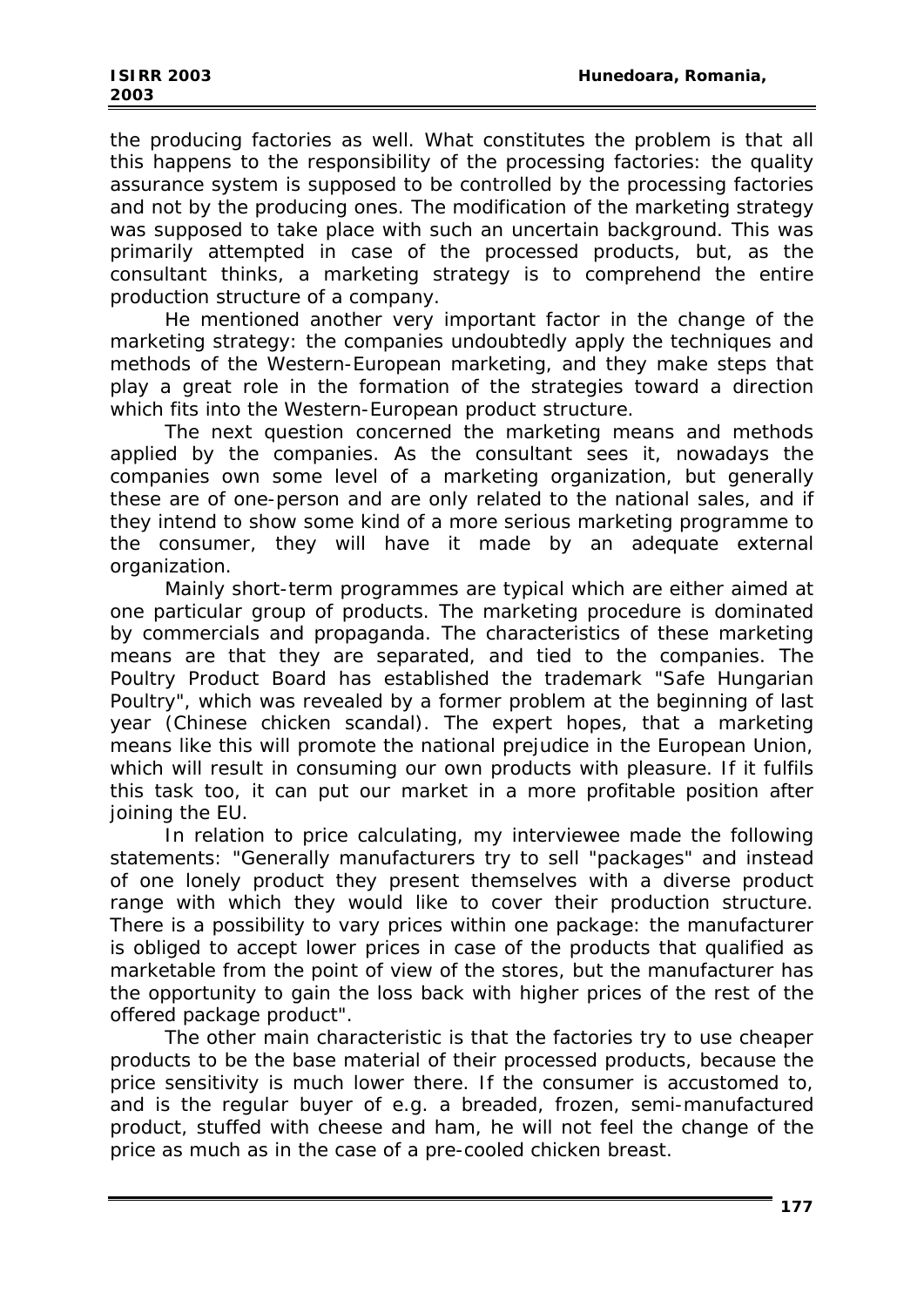the producing factories as well. What constitutes the problem is that all this happens to the responsibility of the processing factories: the quality assurance system is supposed to be controlled by the processing factories and not by the producing ones. The modification of the marketing strategy was supposed to take place with such an uncertain background. This was primarily attempted in case of the processed products, but, as the consultant thinks, a marketing strategy is to comprehend the entire production structure of a company.

He mentioned another very important factor in the change of the marketing strategy: the companies undoubtedly apply the techniques and methods of the Western-European marketing, and they make steps that play a great role in the formation of the strategies toward a direction which fits into the Western-European product structure.

The next question concerned the marketing means and methods applied by the companies. As the consultant sees it, nowadays the companies own some level of a marketing organization, but generally these are of one-person and are only related to the national sales, and if they intend to show some kind of a more serious marketing programme to the consumer, they will have it made by an adequate external organization.

Mainly short-term programmes are typical which are either aimed at one particular group of products. The marketing procedure is dominated by commercials and propaganda. The characteristics of these marketing means are that they are separated, and tied to the companies. The Poultry Product Board has established the trademark "Safe Hungarian Poultry", which was revealed by a former problem at the beginning of last year (Chinese chicken scandal). The expert hopes, that a marketing means like this will promote the national prejudice in the European Union, which will result in consuming our own products with pleasure. If it fulfils this task too, it can put our market in a more profitable position after joining the EU.

In relation to price calculating, my interviewee made the following statements: "Generally manufacturers try to sell "packages" and instead of one lonely product they present themselves with a diverse product range with which they would like to cover their production structure. There is a possibility to vary prices within one package: the manufacturer is obliged to accept lower prices in case of the products that qualified as marketable from the point of view of the stores, but the manufacturer has the opportunity to gain the loss back with higher prices of the rest of the offered package product".

The other main characteristic is that the factories try to use cheaper products to be the base material of their processed products, because the price sensitivity is much lower there. If the consumer is accustomed to, and is the regular buyer of e.g. a breaded, frozen, semi-manufactured product, stuffed with cheese and ham, he will not feel the change of the price as much as in the case of a pre-cooled chicken breast.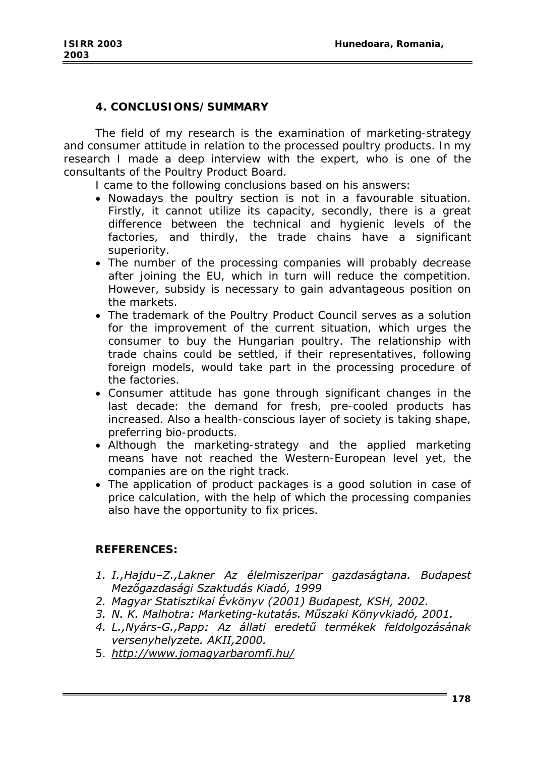## 4. CONCLUSIONS/SUMMARY

The field of my research is the examination of marketing-strategy and consumer attitude in relation to the processed poultry products. In my research I made a deep interview with the expert, who is one of the consultants of the Poultry Product Board.

I came to the following conclusions based on his answers:

- Nowadays the poultry section is not in a favourable situation. Firstly, it cannot utilize its capacity, secondly, there is a great difference between the technical and hygienic levels of the factories, and thirdly, the trade chains have a significant superiority.
- The number of the processing companies will probably decrease after joining the EU, which in turn will reduce the competition. However, subsidy is necessary to gain advantageous position on the markets.
- The trademark of the Poultry Product Council serves as a solution for the improvement of the current situation, which urges the consumer to buy the Hungarian poultry. The relationship with trade chains could be settled, if their representatives, following foreign models, would take part in the processing procedure of the factories.
- Consumer attitude has gone through significant changes in the last decade: the demand for fresh, pre-cooled products has increased. Also a health-conscious layer of society is taking shape, preferring bio-products.
- Although the marketing-strategy and the applied marketing means have not reached the Western-European level yet, the companies are on the right track.
- The application of product packages is a good solution in case of price calculation, with the help of which the processing companies also have the opportunity to fix prices.

## REFERENCES:

1. *I.,Hajdu–Z.,Lakner Az élelmiszeripar gazdaságtana. Budapest Mezőgazdasági Szaktudás Kiadó, 1999*
2. *Magyar Statisztikai Évkönyv (2001) Budapest, KSH, 2002.*
3. *N. K. Malhotra: Marketing-kutatás. Műszaki Könyvkiadó, 2001.*
4. *L.,Nyárs-G.,Papp: Az állati eredetű termékek feldolgozásának versenyhelyzete. AKII,2000.*
5. *http://www.jomagyarbaromfi.hu/*